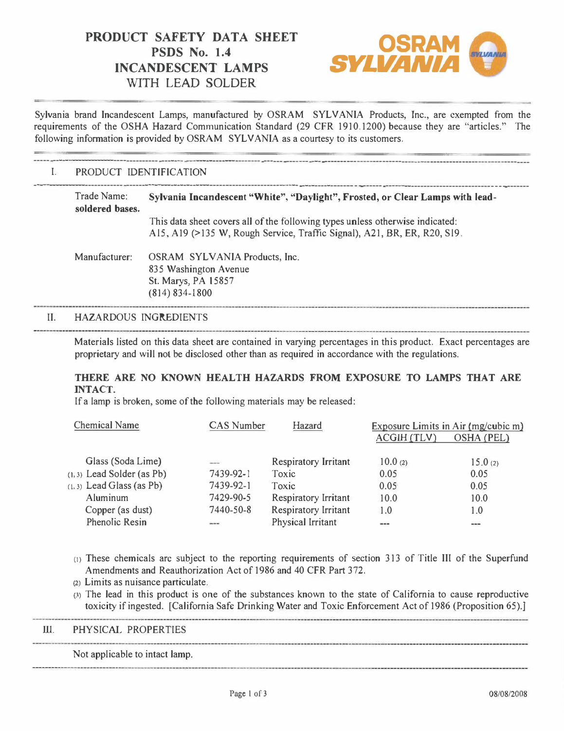# PRODUCT SAFETY DATA SHEET
# PSDS No. 1.4
# INCANDESCENT LAMPS
## WITH LEAD SOLDER

OSRAM SYLVANIA

Sylvania brand Incandescent Lamps, manufactured by OSRAM SYLVANIA Products, Inc., are exempted from the requirements of the OSHA Hazard Communication Standard (29 CFR 1910.1200) because they are "articles." The following information is provided by OSRAM SYLVANIA as a courtesy to its customers.

## I. PRODUCT IDENTIFICATION

Trade Name: **Sylvania Incandescent "White", "Daylight", Frosted, or Clear Lamps with lead-soldered bases.**

This data sheet covers all of the following types unless otherwise indicated:
A15, A19 (>135 W, Rough Service, Traffic Signal), A21, BR, ER, R20, S19.

Manufacturer: OSRAM SYLVANIA Products, Inc.
835 Washington Avenue
St. Marys, PA 15857
(814) 834-1800

## II. HAZARDOUS INGREDIENTS

Materials listed on this data sheet are contained in varying percentages in this product. Exact percentages are proprietary and will not be disclosed other than as required in accordance with the regulations.

**THERE ARE NO KNOWN HEALTH HAZARDS FROM EXPOSURE TO LAMPS THAT ARE INTACT.**

If a lamp is broken, some of the following materials may be released:

| Chemical Name | CAS Number | Hazard | Exposure Limits in Air (mg/cubic m) | |
|---|---|---|---|---|
| | | | ACGIH (TLV) | OSHA (PEL) |
| Glass (Soda Lime) | --- | Respiratory Irritant | 10.0 (2) | 15.0 (2) |
| (1, 3) Lead Solder (as Pb) | 7439-92-1 | Toxic | 0.05 | 0.05 |
| (1, 3) Lead Glass (as Pb) | 7439-92-1 | Toxic | 0.05 | 0.05 |
| Aluminum | 7429-90-5 | Respiratory Irritant | 10.0 | 10.0 |
| Copper (as dust) | 7440-50-8 | Respiratory Irritant | 1.0 | 1.0 |
| Phenolic Resin | --- | Physical Irritant | --- | --- |

(1) These chemicals are subject to the reporting requirements of section 313 of Title III of the Superfund Amendments and Reauthorization Act of 1986 and 40 CFR Part 372.

(2) Limits as nuisance particulate.

(3) The lead in this product is one of the substances known to the state of California to cause reproductive toxicity if ingested. [California Safe Drinking Water and Toxic Enforcement Act of 1986 (Proposition 65).]

## III. PHYSICAL PROPERTIES

Not applicable to intact lamp.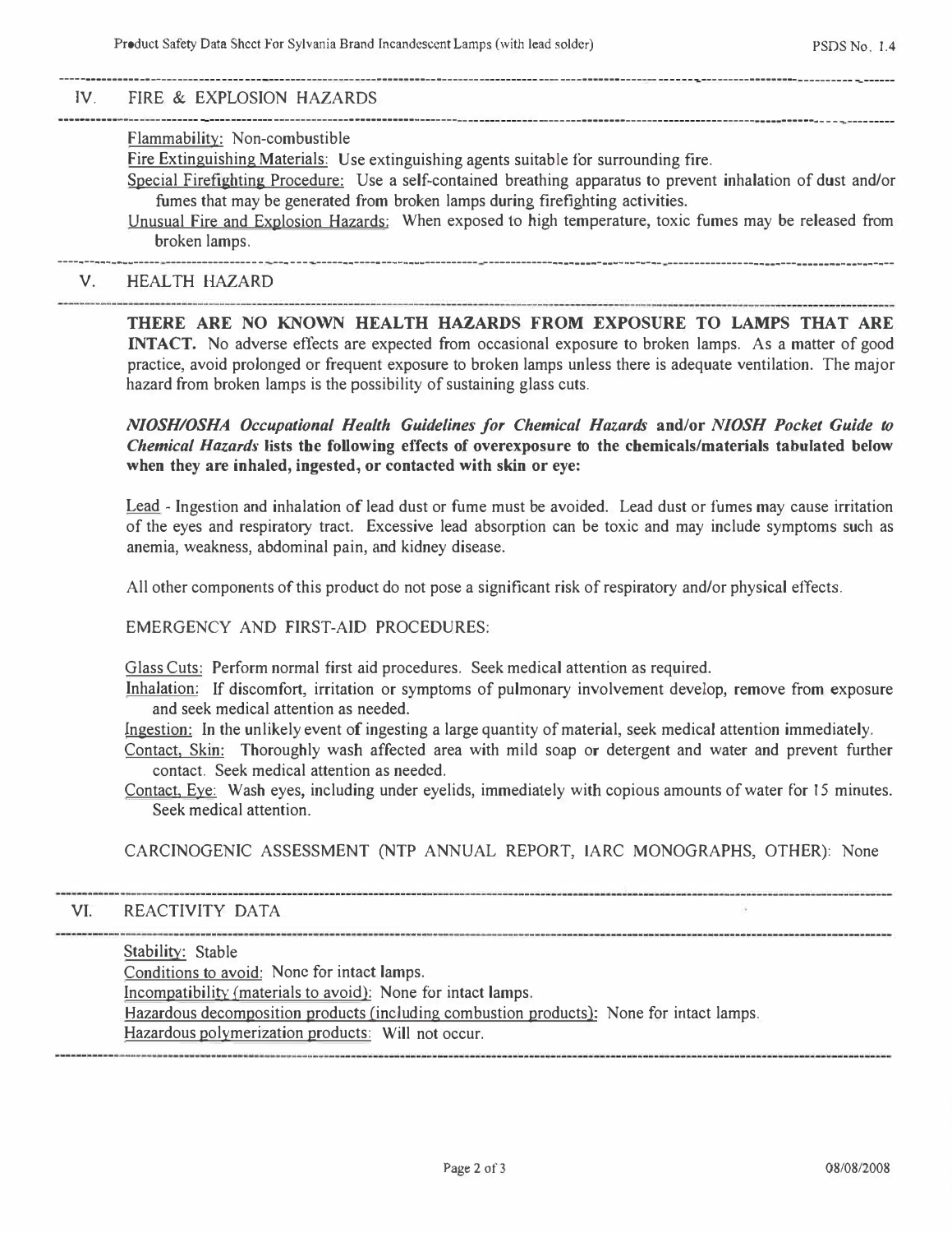## IV. FIRE & EXPLOSION HAZARDS

Flammability: Non-combustible

Fire Extinguishing Materials: Use extinguishing agents suitable for surrounding fire.

Special Firefighting Procedure: Use a self-contained breathing apparatus to prevent inhalation of dust and/or fumes that may be generated from broken lamps during firefighting activities.

Unusual Fire and Explosion Hazards: When exposed to high temperature, toxic fumes may be released from broken lamps.

## V. HEALTH HAZARD

**THERE ARE NO KNOWN HEALTH HAZARDS FROM EXPOSURE TO LAMPS THAT ARE INTACT.** No adverse effects are expected from occasional exposure to broken lamps. As a matter of good practice, avoid prolonged or frequent exposure to broken lamps unless there is adequate ventilation. The major hazard from broken lamps is the possibility of sustaining glass cuts.

***NIOSH/OSHA Occupational Health Guidelines for Chemical Hazards* and/or *NIOSH Pocket Guide to Chemical Hazards* lists the following effects of overexposure to the chemicals/materials tabulated below when they are inhaled, ingested, or contacted with skin or eye:**

Lead - Ingestion and inhalation of lead dust or fume must be avoided. Lead dust or fumes may cause irritation of the eyes and respiratory tract. Excessive lead absorption can be toxic and may include symptoms such as anemia, weakness, abdominal pain, and kidney disease.

All other components of this product do not pose a significant risk of respiratory and/or physical effects.

EMERGENCY AND FIRST-AID PROCEDURES:

Glass Cuts: Perform normal first aid procedures. Seek medical attention as required.

Inhalation: If discomfort, irritation or symptoms of pulmonary involvement develop, remove from exposure and seek medical attention as needed.

Ingestion: In the unlikely event of ingesting a large quantity of material, seek medical attention immediately.

Contact, Skin: Thoroughly wash affected area with mild soap or detergent and water and prevent further contact. Seek medical attention as needed.

Contact, Eye: Wash eyes, including under eyelids, immediately with copious amounts of water for 15 minutes. Seek medical attention.

CARCINOGENIC ASSESSMENT (NTP ANNUAL REPORT, IARC MONOGRAPHS, OTHER): None

## VI. REACTIVITY DATA

Stability: Stable

Conditions to avoid: None for intact lamps.

Incompatibility (materials to avoid): None for intact lamps.

Hazardous decomposition products (including combustion products): None for intact lamps.

Hazardous polymerization products: Will not occur.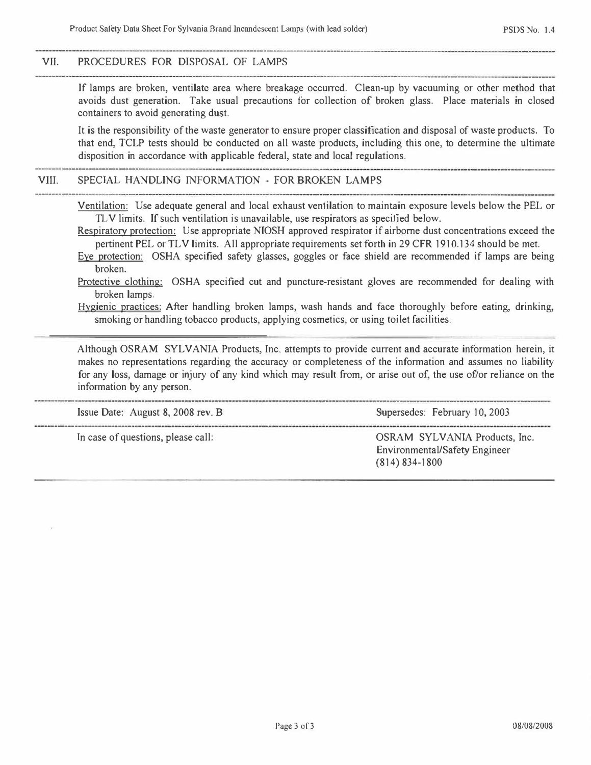## VII. PROCEDURES FOR DISPOSAL OF LAMPS

If lamps are broken, ventilate area where breakage occurred. Clean-up by vacuuming or other method that avoids dust generation. Take usual precautions for collection of broken glass. Place materials in closed containers to avoid generating dust.

It is the responsibility of the waste generator to ensure proper classification and disposal of waste products. To that end, TCLP tests should be conducted on all waste products, including this one, to determine the ultimate disposition in accordance with applicable federal, state and local regulations.

## VIII. SPECIAL HANDLING INFORMATION - FOR BROKEN LAMPS

Ventilation: Use adequate general and local exhaust ventilation to maintain exposure levels below the PEL or TLV limits. If such ventilation is unavailable, use respirators as specified below.

Respiratory protection: Use appropriate NIOSH approved respirator if airborne dust concentrations exceed the pertinent PEL or TLV limits. All appropriate requirements set forth in 29 CFR 1910.134 should be met.

Eye protection: OSHA specified safety glasses, goggles or face shield are recommended if lamps are being broken.

Protective clothing: OSHA specified cut and puncture-resistant gloves are recommended for dealing with broken lamps.

Hygienic practices: After handling broken lamps, wash hands and face thoroughly before eating, drinking, smoking or handling tobacco products, applying cosmetics, or using toilet facilities.

Although OSRAM SYLVANIA Products, Inc. attempts to provide current and accurate information herein, it makes no representations regarding the accuracy or completeness of the information and assumes no liability for any loss, damage or injury of any kind which may result from, or arise out of, the use of/or reliance on the information by any person.

Issue Date: August 8, 2008 rev. B | Supersedes: February 10, 2003

In case of questions, please call:

OSRAM SYLVANIA Products, Inc.
Environmental/Safety Engineer
(814) 834-1800